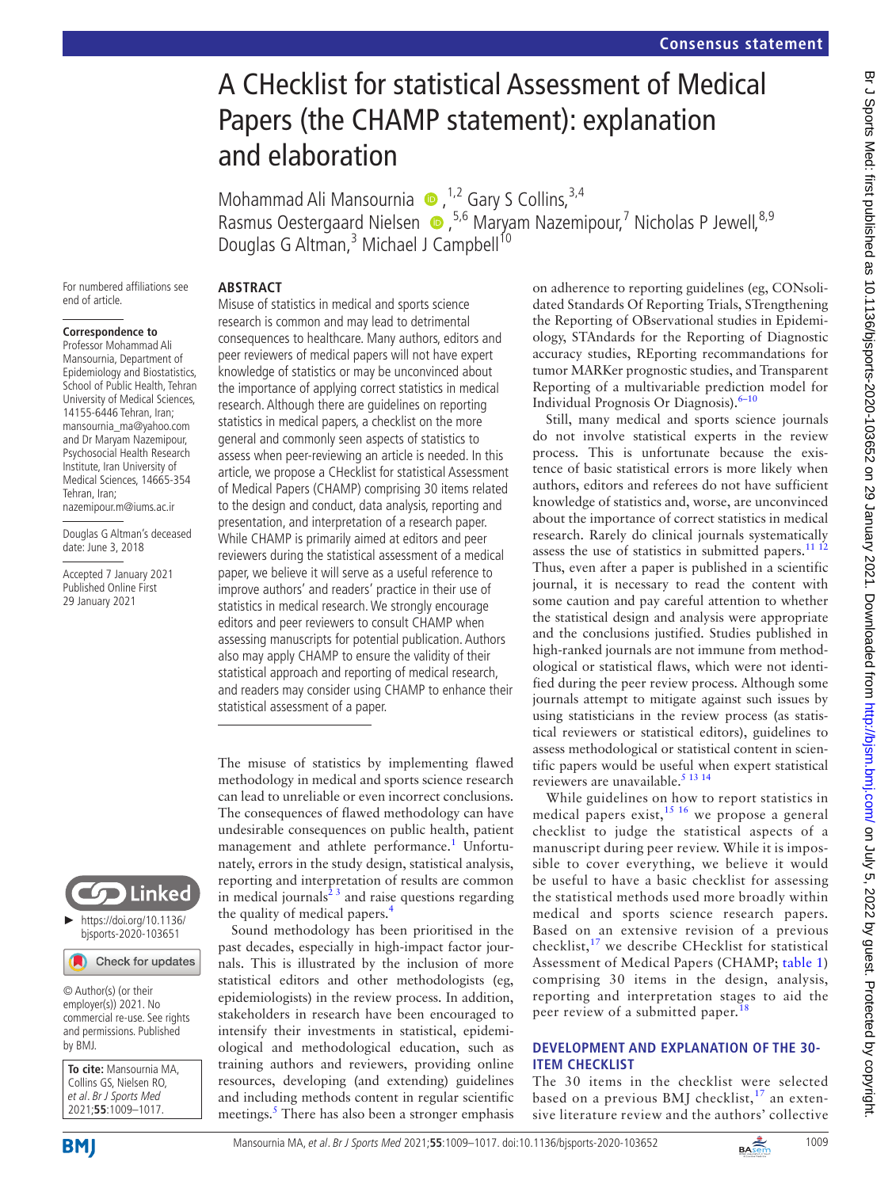# A CHecklist for statistical Assessment of Medical Papers (the CHAMP statement): explanation and elaboration

Mohammad Ali Mansournia,[1,2] Gary S Collins,[3,4] Rasmus Oestergaard Nielsen,[5,6] Maryam Nazemipour,[7] Nicholas P Jewell,[8,9] Douglas G Altman,[3] Michael J Campbell[10]

For numbered affiliations see end of article.

**Correspondence to**
Professor Mohammad Ali Mansournia, Department of Epidemiology and Biostatistics, School of Public Health, Tehran University of Medical Sciences, 14155-6446 Tehran, Iran; mansournia_ma@yahoo.com and Dr Maryam Nazemipour, Psychosocial Health Research Institute, Iran University of Medical Sciences, 14665-354 Tehran, Iran; nazemipour.m@iums.ac.ir

Douglas G Altman's deceased date: June 3, 2018

Accepted 7 January 2021
Published Online First 29 January 2021

► https://doi.org/10.1136/bjsports-2020-103651

© Author(s) (or their employer(s)) 2021. No commercial re-use. See rights and permissions. Published by BMJ.

**To cite:** Mansournia MA, Collins GS, Nielsen RO, *et al. Br J Sports Med* 2021;**55**:1009–1017.

## ABSTRACT

Misuse of statistics in medical and sports science research is common and may lead to detrimental consequences to healthcare. Many authors, editors and peer reviewers of medical papers will not have expert knowledge of statistics or may be unconvinced about the importance of applying correct statistics in medical research. Although there are guidelines on reporting statistics in medical papers, a checklist on the more general and commonly seen aspects of statistics to assess when peer-reviewing an article is needed. In this article, we propose a CHecklist for statistical Assessment of Medical Papers (CHAMP) comprising 30 items related to the design and conduct, data analysis, reporting and presentation, and interpretation of a research paper. While CHAMP is primarily aimed at editors and peer reviewers during the statistical assessment of a medical paper, we believe it will serve as a useful reference to improve authors' and readers' practice in their use of statistics in medical research. We strongly encourage editors and peer reviewers to consult CHAMP when assessing manuscripts for potential publication. Authors also may apply CHAMP to ensure the validity of their statistical approach and reporting of medical research, and readers may consider using CHAMP to enhance their statistical assessment of a paper.

The misuse of statistics by implementing flawed methodology in medical and sports science research can lead to unreliable or even incorrect conclusions. The consequences of flawed methodology can have undesirable consequences on public health, patient management and athlete performance.[1] Unfortunately, errors in the study design, statistical analysis, reporting and interpretation of results are common in medical journals[2 3] and raise questions regarding the quality of medical papers.[4]

Sound methodology has been prioritised in the past decades, especially in high-impact factor journals. This is illustrated by the inclusion of more statistical editors and other methodologists (eg, epidemiologists) in the review process. In addition, stakeholders in research have been encouraged to intensify their investments in statistical, epidemiological and methodological education, such as training authors and reviewers, providing online resources, developing (and extending) guidelines and including methods content in regular scientific meetings.[5] There has also been a stronger emphasis on adherence to reporting guidelines (eg, CONsolidated Standards Of Reporting Trials, STrengthening the Reporting of OBservational studies in Epidemiology, STAndards for the Reporting of Diagnostic accuracy studies, REporting recommandations for tumor MARKer prognostic studies, and Transparent Reporting of a multivariable prediction model for Individual Prognosis Or Diagnosis).[6–10]

Still, many medical and sports science journals do not involve statistical experts in the review process. This is unfortunate because the existence of basic statistical errors is more likely when authors, editors and referees do not have sufficient knowledge of statistics and, worse, are unconvinced about the importance of correct statistics in medical research. Rarely do clinical journals systematically assess the use of statistics in submitted papers.[11 12] Thus, even after a paper is published in a scientific journal, it is necessary to read the content with some caution and pay careful attention to whether the statistical design and analysis were appropriate and the conclusions justified. Studies published in high-ranked journals are not immune from methodological or statistical flaws, which were not identified during the peer review process. Although some journals attempt to mitigate against such issues by using statisticians in the review process (as statistical reviewers or statistical editors), guidelines to assess methodological or statistical content in scientific papers would be useful when expert statistical reviewers are unavailable.[5 13 14]

While guidelines on how to report statistics in medical papers exist,[15 16] we propose a general checklist to judge the statistical aspects of a manuscript during peer review. While it is impossible to cover everything, we believe it would be useful to have a basic checklist for assessing the statistical methods used more broadly within medical and sports science research papers. Based on an extensive revision of a previous checklist,[17] we describe CHecklist for statistical Assessment of Medical Papers (CHAMP; table 1) comprising 30 items in the design, analysis, reporting and interpretation stages to aid the peer review of a submitted paper.[18]

## DEVELOPMENT AND EXPLANATION OF THE 30-ITEM CHECKLIST

The 30 items in the checklist were selected based on a previous BMJ checklist,[17] an extensive literature review and the authors' collective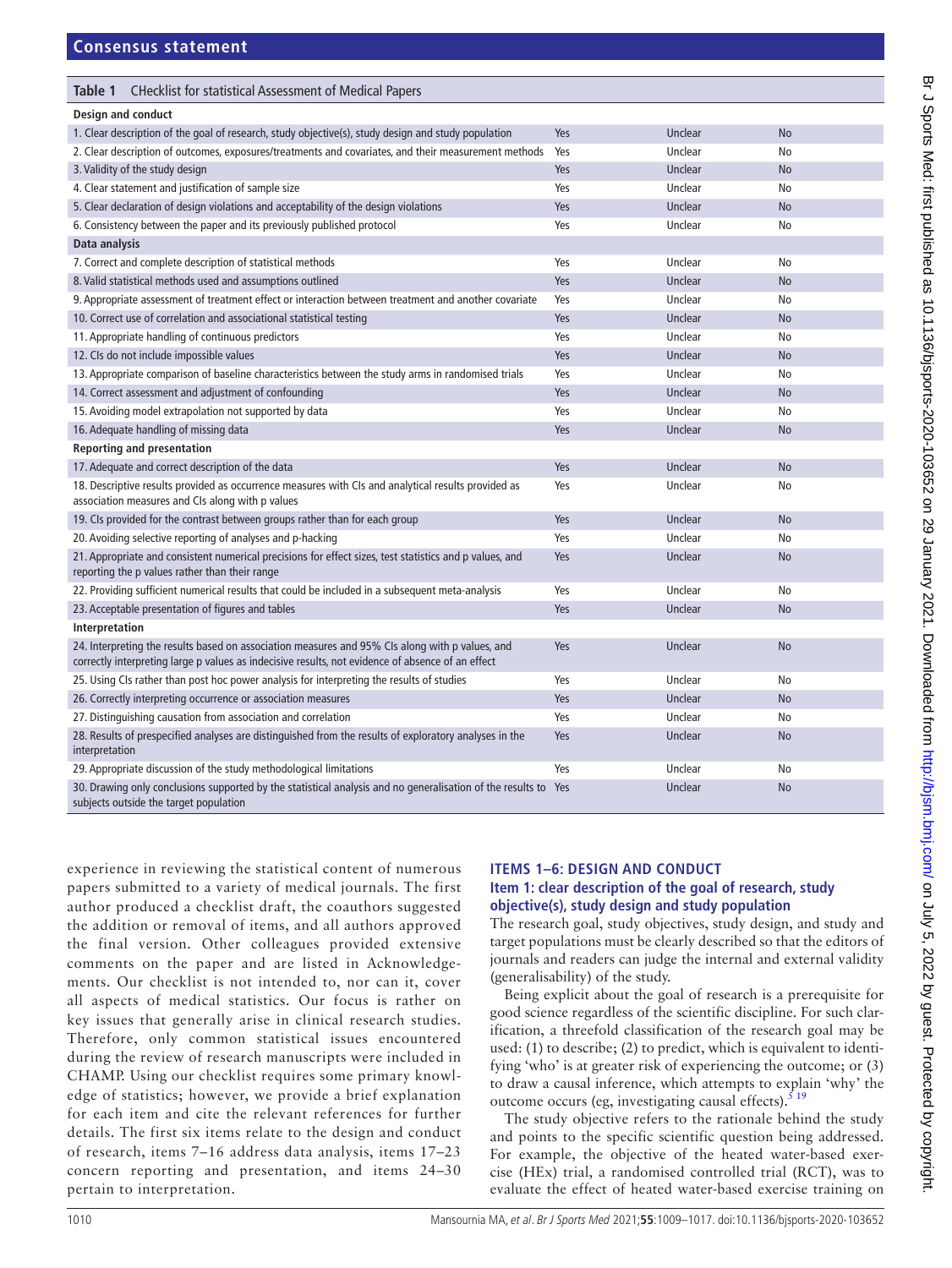**Table 1** CHecklist for statistical Assessment of Medical Papers

| | | | |
|---|---|---|---|
| **Design and conduct** | | | |
| 1. Clear description of the goal of research, study objective(s), study design and study population | Yes | Unclear | No |
| 2. Clear description of outcomes, exposures/treatments and covariates, and their measurement methods | Yes | Unclear | No |
| 3. Validity of the study design | Yes | Unclear | No |
| 4. Clear statement and justification of sample size | Yes | Unclear | No |
| 5. Clear declaration of design violations and acceptability of the design violations | Yes | Unclear | No |
| 6. Consistency between the paper and its previously published protocol | Yes | Unclear | No |
| **Data analysis** | | | |
| 7. Correct and complete description of statistical methods | Yes | Unclear | No |
| 8. Valid statistical methods used and assumptions outlined | Yes | Unclear | No |
| 9. Appropriate assessment of treatment effect or interaction between treatment and another covariate | Yes | Unclear | No |
| 10. Correct use of correlation and associational statistical testing | Yes | Unclear | No |
| 11. Appropriate handling of continuous predictors | Yes | Unclear | No |
| 12. CIs do not include impossible values | Yes | Unclear | No |
| 13. Appropriate comparison of baseline characteristics between the study arms in randomised trials | Yes | Unclear | No |
| 14. Correct assessment and adjustment of confounding | Yes | Unclear | No |
| 15. Avoiding model extrapolation not supported by data | Yes | Unclear | No |
| 16. Adequate handling of missing data | Yes | Unclear | No |
| **Reporting and presentation** | | | |
| 17. Adequate and correct description of the data | Yes | Unclear | No |
| 18. Descriptive results provided as occurrence measures with CIs and analytical results provided as association measures and CIs along with p values | Yes | Unclear | No |
| 19. CIs provided for the contrast between groups rather than for each group | Yes | Unclear | No |
| 20. Avoiding selective reporting of analyses and p-hacking | Yes | Unclear | No |
| 21. Appropriate and consistent numerical precisions for effect sizes, test statistics and p values, and reporting the p values rather than their range | Yes | Unclear | No |
| 22. Providing sufficient numerical results that could be included in a subsequent meta-analysis | Yes | Unclear | No |
| 23. Acceptable presentation of figures and tables | Yes | Unclear | No |
| **Interpretation** | | | |
| 24. Interpreting the results based on association measures and 95% CIs along with p values, and correctly interpreting large p values as indecisive results, not evidence of absence of an effect | Yes | Unclear | No |
| 25. Using CIs rather than post hoc power analysis for interpreting the results of studies | Yes | Unclear | No |
| 26. Correctly interpreting occurrence or association measures | Yes | Unclear | No |
| 27. Distinguishing causation from association and correlation | Yes | Unclear | No |
| 28. Results of prespecified analyses are distinguished from the results of exploratory analyses in the interpretation | Yes | Unclear | No |
| 29. Appropriate discussion of the study methodological limitations | Yes | Unclear | No |
| 30. Drawing only conclusions supported by the statistical analysis and no generalisation of the results to subjects outside the target population | Yes | Unclear | No |

experience in reviewing the statistical content of numerous papers submitted to a variety of medical journals. The first author produced a checklist draft, the coauthors suggested the addition or removal of items, and all authors approved the final version. Other colleagues provided extensive comments on the paper and are listed in Acknowledgements. Our checklist is not intended to, nor can it, cover all aspects of medical statistics. Our focus is rather on key issues that generally arise in clinical research studies. Therefore, only common statistical issues encountered during the review of research manuscripts were included in CHAMP. Using our checklist requires some primary knowledge of statistics; however, we provide a brief explanation for each item and cite the relevant references for further details. The first six items relate to the design and conduct of research, items 7–16 address data analysis, items 17–23 concern reporting and presentation, and items 24–30 pertain to interpretation.

## ITEMS 1–6: DESIGN AND CONDUCT

### Item 1: clear description of the goal of research, study objective(s), study design and study population

The research goal, study objectives, study design, and study and target populations must be clearly described so that the editors of journals and readers can judge the internal and external validity (generalisability) of the study.

Being explicit about the goal of research is a prerequisite for good science regardless of the scientific discipline. For such clarification, a threefold classification of the research goal may be used: (1) to describe; (2) to predict, which is equivalent to identifying 'who' is at greater risk of experiencing the outcome; or (3) to draw a causal inference, which attempts to explain 'why' the outcome occurs (eg, investigating causal effects).[5 19]

The study objective refers to the rationale behind the study and points to the specific scientific question being addressed. For example, the objective of the heated water-based exercise (HEx) trial, a randomised controlled trial (RCT), was to evaluate the effect of heated water-based exercise training on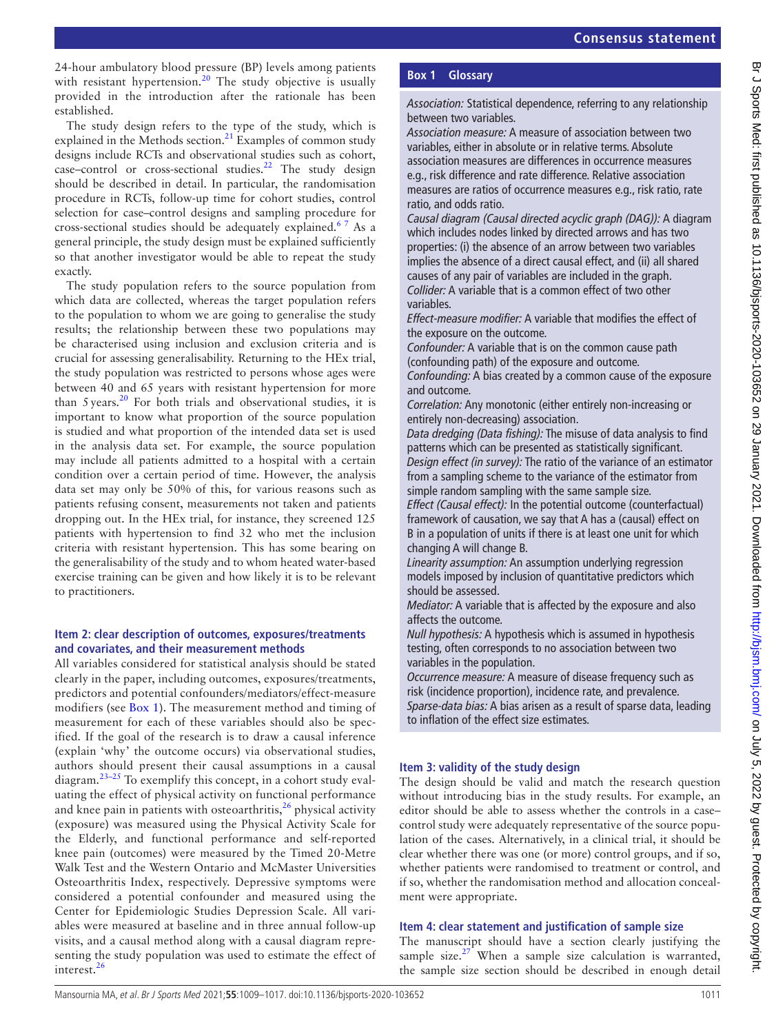24-hour ambulatory blood pressure (BP) levels among patients with resistant hypertension.[20] The study objective is usually provided in the introduction after the rationale has been established.

The study design refers to the type of the study, which is explained in the Methods section.[21] Examples of common study designs include RCTs and observational studies such as cohort, case–control or cross-sectional studies.[22] The study design should be described in detail. In particular, the randomisation procedure in RCTs, follow-up time for cohort studies, control selection for case–control designs and sampling procedure for cross-sectional studies should be adequately explained.[6 7] As a general principle, the study design must be explained sufficiently so that another investigator would be able to repeat the study exactly.

The study population refers to the source population from which data are collected, whereas the target population refers to the population to whom we are going to generalise the study results; the relationship between these two populations may be characterised using inclusion and exclusion criteria and is crucial for assessing generalisability. Returning to the HEx trial, the study population was restricted to persons whose ages were between 40 and 65 years with resistant hypertension for more than 5 years.[20] For both trials and observational studies, it is important to know what proportion of the source population is studied and what proportion of the intended data set is used in the analysis data set. For example, the source population may include all patients admitted to a hospital with a certain condition over a certain period of time. However, the analysis data set may only be 50% of this, for various reasons such as patients refusing consent, measurements not taken and patients dropping out. In the HEx trial, for instance, they screened 125 patients with hypertension to find 32 who met the inclusion criteria with resistant hypertension. This has some bearing on the generalisability of the study and to whom heated water-based exercise training can be given and how likely it is to be relevant to practitioners.

### Item 2: clear description of outcomes, exposures/treatments and covariates, and their measurement methods

All variables considered for statistical analysis should be stated clearly in the paper, including outcomes, exposures/treatments, predictors and potential confounders/mediators/effect-measure modifiers (see Box 1). The measurement method and timing of measurement for each of these variables should also be specified. If the goal of the research is to draw a causal inference (explain 'why' the outcome occurs) via observational studies, authors should present their causal assumptions in a causal diagram.[23–25] To exemplify this concept, in a cohort study evaluating the effect of physical activity on functional performance and knee pain in patients with osteoarthritis,[26] physical activity (exposure) was measured using the Physical Activity Scale for the Elderly, and functional performance and self-reported knee pain (outcomes) were measured by the Timed 20-Metre Walk Test and the Western Ontario and McMaster Universities Osteoarthritis Index, respectively. Depressive symptoms were considered a potential confounder and measured using the Center for Epidemiologic Studies Depression Scale. All variables were measured at baseline and in three annual follow-up visits, and a causal method along with a causal diagram representing the study population was used to estimate the effect of interest.[26]

**Box 1 Glossary**

*Association:* Statistical dependence, referring to any relationship between two variables.
*Association measure:* A measure of association between two variables, either in absolute or in relative terms. Absolute association measures are differences in occurrence measures e.g., risk difference and rate difference. Relative association measures are ratios of occurrence measures e.g., risk ratio, rate ratio, and odds ratio.
*Causal diagram (Causal directed acyclic graph (DAG)):* A diagram which includes nodes linked by directed arrows and has two properties: (i) the absence of an arrow between two variables implies the absence of a direct causal effect, and (ii) all shared causes of any pair of variables are included in the graph.
*Collider:* A variable that is a common effect of two other variables.
*Effect-measure modifier:* A variable that modifies the effect of the exposure on the outcome.
*Confounder:* A variable that is on the common cause path (confounding path) of the exposure and outcome.
*Confounding:* A bias created by a common cause of the exposure and outcome.
*Correlation:* Any monotonic (either entirely non-increasing or entirely non-decreasing) association.
*Data dredging (Data fishing):* The misuse of data analysis to find patterns which can be presented as statistically significant.
*Design effect (in survey):* The ratio of the variance of an estimator from a sampling scheme to the variance of the estimator from simple random sampling with the same sample size.
*Effect (Causal effect):* In the potential outcome (counterfactual) framework of causation, we say that A has a (causal) effect on B in a population of units if there is at least one unit for which changing A will change B.
*Linearity assumption:* An assumption underlying regression models imposed by inclusion of quantitative predictors which should be assessed.
*Mediator:* A variable that is affected by the exposure and also affects the outcome.
*Null hypothesis:* A hypothesis which is assumed in hypothesis testing, often corresponds to no association between two variables in the population.
*Occurrence measure:* A measure of disease frequency such as risk (incidence proportion), incidence rate, and prevalence.
*Sparse-data bias:* A bias arisen as a result of sparse data, leading to inflation of the effect size estimates.

### Item 3: validity of the study design

The design should be valid and match the research question without introducing bias in the study results. For example, an editor should be able to assess whether the controls in a case–control study were adequately representative of the source population of the cases. Alternatively, in a clinical trial, it should be clear whether there was one (or more) control groups, and if so, whether patients were randomised to treatment or control, and if so, whether the randomisation method and allocation concealment were appropriate.

### Item 4: clear statement and justification of sample size

The manuscript should have a section clearly justifying the sample size.[27] When a sample size calculation is warranted, the sample size section should be described in enough detail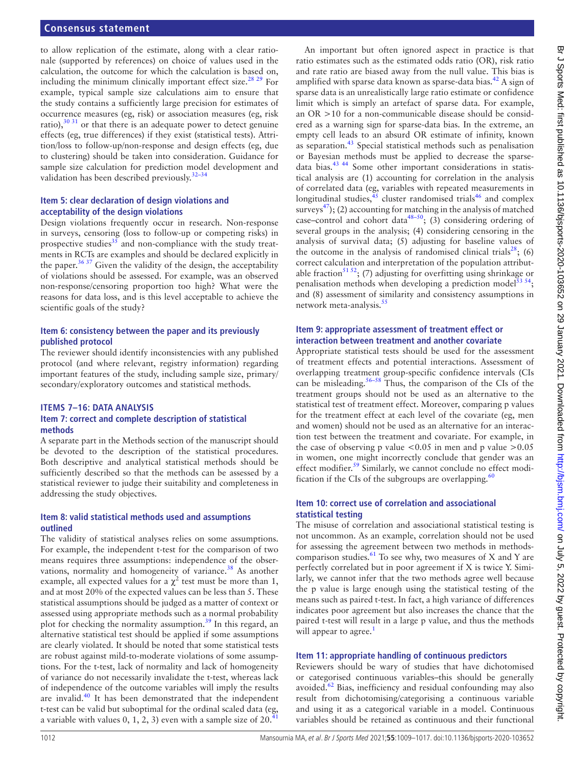to allow replication of the estimate, along with a clear rationale (supported by references) on choice of values used in the calculation, the outcome for which the calculation is based on, including the minimum clinically important effect size.[28 29] For example, typical sample size calculations aim to ensure that the study contains a sufficiently large precision for estimates of occurrence measures (eg, risk) or association measures (eg, risk ratio),[30 31] or that there is an adequate power to detect genuine effects (eg, true differences) if they exist (statistical tests). Attrition/loss to follow-up/non-response and design effects (eg, due to clustering) should be taken into consideration. Guidance for sample size calculation for prediction model development and validation has been described previously.[32–34]

### Item 5: clear declaration of design violations and acceptability of the design violations

Design violations frequently occur in research. Non-response in surveys, censoring (loss to follow-up or competing risks) in prospective studies[35] and non-compliance with the study treatments in RCTs are examples and should be declared explicitly in the paper.[36 37] Given the validity of the design, the acceptability of violations should be assessed. For example, was an observed non-response/censoring proportion too high? What were the reasons for data loss, and is this level acceptable to achieve the scientific goals of the study?

### Item 6: consistency between the paper and its previously published protocol

The reviewer should identify inconsistencies with any published protocol (and where relevant, registry information) regarding important features of the study, including sample size, primary/secondary/exploratory outcomes and statistical methods.

## ITEMS 7–16: DATA ANALYSIS

### Item 7: correct and complete description of statistical methods

A separate part in the Methods section of the manuscript should be devoted to the description of the statistical procedures. Both descriptive and analytical statistical methods should be sufficiently described so that the methods can be assessed by a statistical reviewer to judge their suitability and completeness in addressing the study objectives.

### Item 8: valid statistical methods used and assumptions outlined

The validity of statistical analyses relies on some assumptions. For example, the independent t-test for the comparison of two means requires three assumptions: independence of the observations, normality and homogeneity of variance.[38] As another example, all expected values for a $\chi^2$ test must be more than 1, and at most 20% of the expected values can be less than 5. These statistical assumptions should be judged as a matter of context or assessed using appropriate methods such as a normal probability plot for checking the normality assumption.[39] In this regard, an alternative statistical test should be applied if some assumptions are clearly violated. It should be noted that some statistical tests are robust against mild-to-moderate violations of some assumptions. For the t-test, lack of normality and lack of homogeneity of variance do not necessarily invalidate the t-test, whereas lack of independence of the outcome variables will imply the results are invalid.[40] It has been demonstrated that the independent t-test can be valid but suboptimal for the ordinal scaled data (eg, a variable with values 0, 1, 2, 3) even with a sample size of 20.[41]

An important but often ignored aspect in practice is that ratio estimates such as the estimated odds ratio (OR), risk ratio and rate ratio are biased away from the null value. This bias is amplified with sparse data known as sparse-data bias.[42] A sign of sparse data is an unrealistically large ratio estimate or confidence limit which is simply an artefact of sparse data. For example, an OR >10 for a non-communicable disease should be considered as a warning sign for sparse-data bias. In the extreme, an empty cell leads to an absurd OR estimate of infinity, known as separation.[43] Special statistical methods such as penalisation or Bayesian methods must be applied to decrease the sparse-data bias.[43 44] Some other important considerations in statistical analysis are (1) accounting for correlation in the analysis of correlated data (eg, variables with repeated measurements in longitudinal studies,[45] cluster randomised trials[46] and complex surveys[47]); (2) accounting for matching in the analysis of matched case–control and cohort data[48–50]; (3) considering ordering of several groups in the analysis; (4) considering censoring in the analysis of survival data; (5) adjusting for baseline values of the outcome in the analysis of randomised clinical trials[28]; (6) correct calculation and interpretation of the population attributable fraction[51 52]; (7) adjusting for overfitting using shrinkage or penalisation methods when developing a prediction model[53 54]; and (8) assessment of similarity and consistency assumptions in network meta-analysis.[55]

### Item 9: appropriate assessment of treatment effect or interaction between treatment and another covariate

Appropriate statistical tests should be used for the assessment of treatment effects and potential interactions. Assessment of overlapping treatment group-specific confidence intervals (CIs can be misleading.[56–58] Thus, the comparison of the CIs of the treatment groups should not be used as an alternative to the statistical test of treatment effect. Moreover, comparing p values for the treatment effect at each level of the covariate (eg, men and women) should not be used as an alternative for an interaction test between the treatment and covariate. For example, in the case of observing p value <0.05 in men and p value >0.05 in women, one might incorrectly conclude that gender was an effect modifier.[59] Similarly, we cannot conclude no effect modification if the CIs of the subgroups are overlapping.[60]

### Item 10: correct use of correlation and associational statistical testing

The misuse of correlation and associational statistical testing is not uncommon. As an example, correlation should not be used for assessing the agreement between two methods in methods-comparison studies.[61] To see why, two measures of X and Y are perfectly correlated but in poor agreement if X is twice Y. Similarly, we cannot infer that the two methods agree well because the p value is large enough using the statistical testing of the means such as paired t-test. In fact, a high variance of differences indicates poor agreement but also increases the chance that the paired t-test will result in a large p value, and thus the methods will appear to agree.[1]

### Item 11: appropriate handling of continuous predictors

Reviewers should be wary of studies that have dichotomised or categorised continuous variables–this should be generally avoided.[62] Bias, inefficiency and residual confounding may also result from dichotomising/categorising a continuous variable and using it as a categorical variable in a model. Continuous variables should be retained as continuous and their functional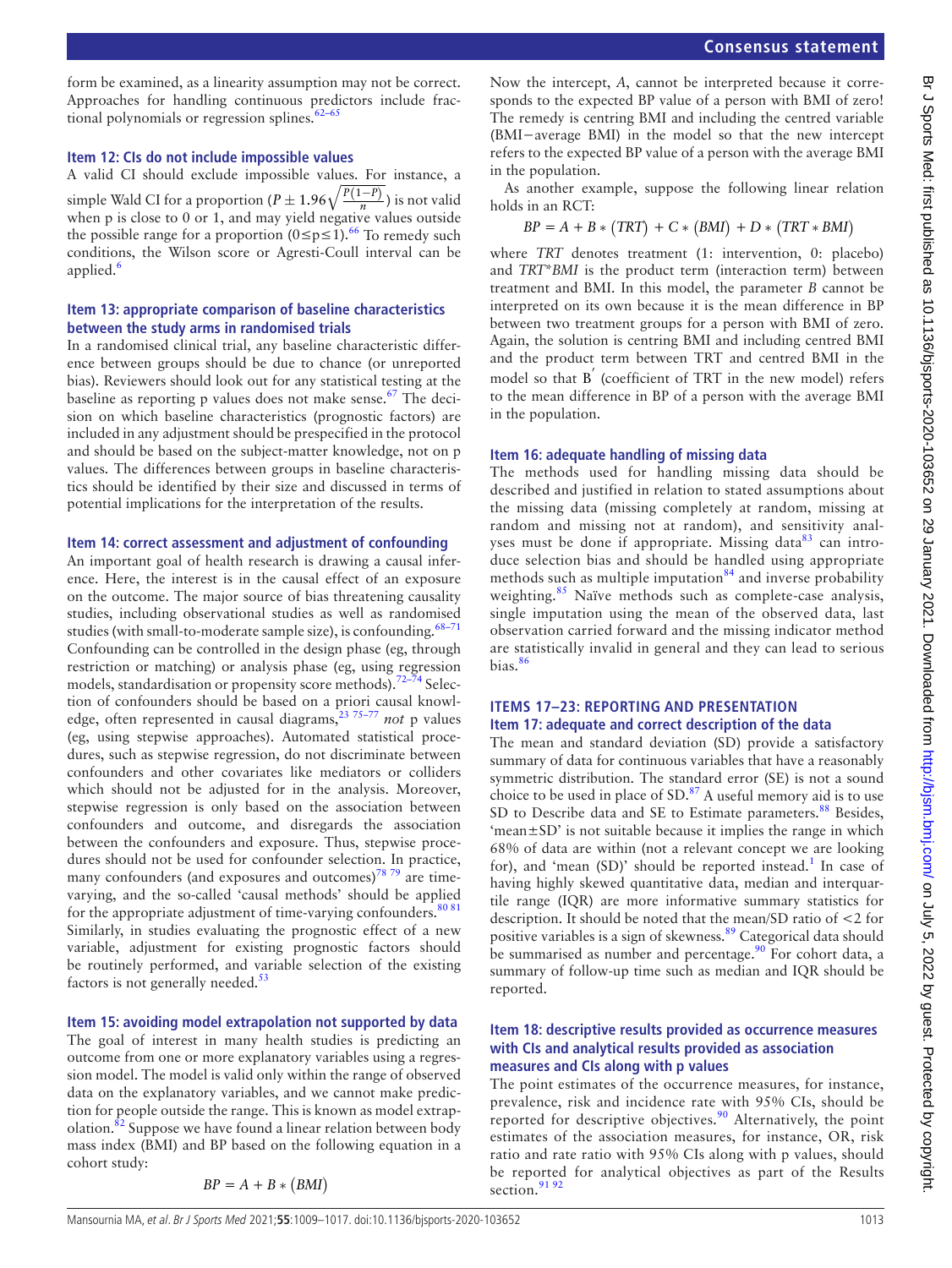form be examined, as a linearity assumption may not be correct. Approaches for handling continuous predictors include fractional polynomials or regression splines.[62–65]

### Item 12: CIs do not include impossible values

A valid CI should exclude impossible values. For instance, a simple Wald CI for a proportion ($P \pm 1.96\sqrt{\frac{P(1-P)}{n}}$) is not valid when p is close to 0 or 1, and may yield negative values outside the possible range for a proportion ($0 \leq p \leq 1$).[66] To remedy such conditions, the Wilson score or Agresti-Coull interval can be applied.[6]

### Item 13: appropriate comparison of baseline characteristics between the study arms in randomised trials

In a randomised clinical trial, any baseline characteristic difference between groups should be due to chance (or unreported bias). Reviewers should look out for any statistical testing at the baseline as reporting p values does not make sense.[67] The decision on which baseline characteristics (prognostic factors) are included in any adjustment should be prespecified in the protocol and should be based on the subject-matter knowledge, not on p values. The differences between groups in baseline characteristics should be identified by their size and discussed in terms of potential implications for the interpretation of the results.

### Item 14: correct assessment and adjustment of confounding

An important goal of health research is drawing a causal inference. Here, the interest is in the causal effect of an exposure on the outcome. The major source of bias threatening causality studies, including observational studies as well as randomised studies (with small-to-moderate sample size), is confounding.[68–71] Confounding can be controlled in the design phase (eg, through restriction or matching) or analysis phase (eg, using regression models, standardisation or propensity score methods).[72–74] Selection of confounders should be based on a priori causal knowledge, often represented in causal diagrams,[23 75–77] *not* p values (eg, using stepwise approaches). Automated statistical procedures, such as stepwise regression, do not discriminate between confounders and other covariates like mediators or colliders which should not be adjusted for in the analysis. Moreover, stepwise regression is only based on the association between confounders and outcome, and disregards the association between the confounders and exposure. Thus, stepwise procedures should not be used for confounder selection. In practice, many confounders (and exposures and outcomes)[78 79] are time-varying, and the so-called 'causal methods' should be applied for the appropriate adjustment of time-varying confounders.[80 81] Similarly, in studies evaluating the prognostic effect of a new variable, adjustment for existing prognostic factors should be routinely performed, and variable selection of the existing factors is not generally needed.[53]

### Item 15: avoiding model extrapolation not supported by data

The goal of interest in many health studies is predicting an outcome from one or more explanatory variables using a regression model. The model is valid only within the range of observed data on the explanatory variables, and we cannot make prediction for people outside the range. This is known as model extrapolation.[82] Suppose we have found a linear relation between body mass index (BMI) and BP based on the following equation in a cohort study:

$$BP = A + B * (BMI)$$

Now the intercept, *A*, cannot be interpreted because it corresponds to the expected BP value of a person with BMI of zero! The remedy is centring BMI and including the centred variable (BMI−average BMI) in the model so that the new intercept refers to the expected BP value of a person with the average BMI in the population.

As another example, suppose the following linear relation holds in an RCT:

$$BP = A + B * (TRT) + C * (BMI) + D * (TRT * BMI)$$

where *TRT* denotes treatment (1: intervention, 0: placebo) and *TRT*\*BMI* is the product term (interaction term) between treatment and BMI. In this model, the parameter *B* cannot be interpreted on its own because it is the mean difference in BP between two treatment groups for a person with BMI of zero. Again, the solution is centring BMI and including centred BMI and the product term between TRT and centred BMI in the model so that $B'$ (coefficient of TRT in the new model) refers to the mean difference in BP of a person with the average BMI in the population.

### Item 16: adequate handling of missing data

The methods used for handling missing data should be described and justified in relation to stated assumptions about the missing data (missing completely at random, missing at random and missing not at random), and sensitivity analyses must be done if appropriate. Missing data[83] can introduce selection bias and should be handled using appropriate methods such as multiple imputation[84] and inverse probability weighting.[85] Naïve methods such as complete-case analysis, single imputation using the mean of the observed data, last observation carried forward and the missing indicator method are statistically invalid in general and they can lead to serious bias.[86]

## ITEMS 17–23: REPORTING AND PRESENTATION

### Item 17: adequate and correct description of the data

The mean and standard deviation (SD) provide a satisfactory summary of data for continuous variables that have a reasonably symmetric distribution. The standard error (SE) is not a sound choice to be used in place of SD.[87] A useful memory aid is to use SD to Describe data and SE to Estimate parameters.[88] Besides, 'mean±SD' is not suitable because it implies the range in which 68% of data are within (not a relevant concept we are looking for), and 'mean (SD)' should be reported instead.[1] In case of having highly skewed quantitative data, median and interquartile range (IQR) are more informative summary statistics for description. It should be noted that the mean/SD ratio of <2 for positive variables is a sign of skewness.[89] Categorical data should be summarised as number and percentage.[90] For cohort data, a summary of follow-up time such as median and IQR should be reported.

### Item 18: descriptive results provided as occurrence measures with CIs and analytical results provided as association measures and CIs along with p values

The point estimates of the occurrence measures, for instance, prevalence, risk and incidence rate with 95% CIs, should be reported for descriptive objectives.[90] Alternatively, the point estimates of the association measures, for instance, OR, risk ratio and rate ratio with 95% CIs along with p values, should be reported for analytical objectives as part of the Results section.[91 92]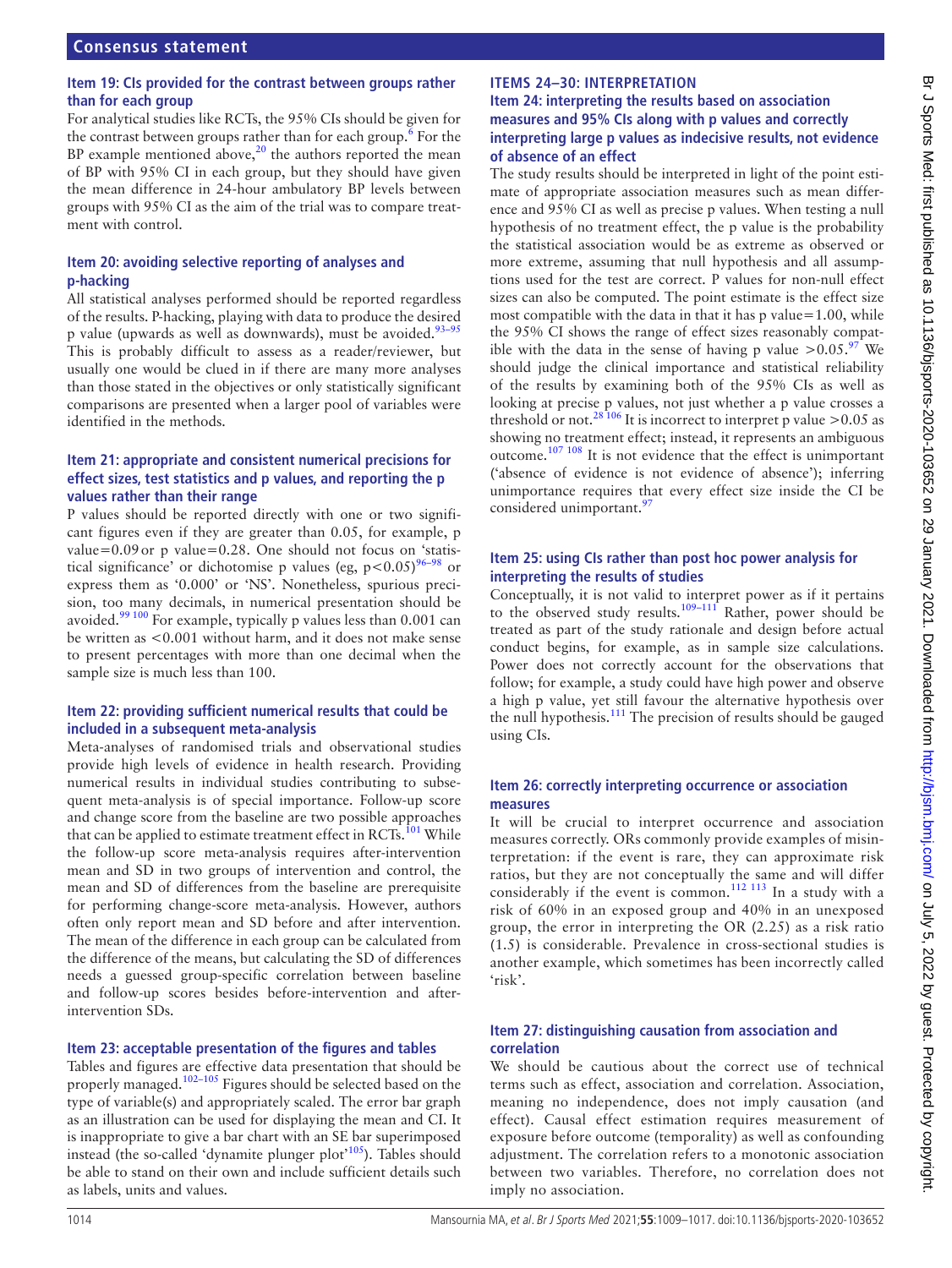### Item 19: CIs provided for the contrast between groups rather than for each group

For analytical studies like RCTs, the 95% CIs should be given for the contrast between groups rather than for each group.[6] For the BP example mentioned above,[20] the authors reported the mean of BP with 95% CI in each group, but they should have given the mean difference in 24-hour ambulatory BP levels between groups with 95% CI as the aim of the trial was to compare treatment with control.

### Item 20: avoiding selective reporting of analyses and p-hacking

All statistical analyses performed should be reported regardless of the results. P-hacking, playing with data to produce the desired p value (upwards as well as downwards), must be avoided.[93–95] This is probably difficult to assess as a reader/reviewer, but usually one would be clued in if there are many more analyses than those stated in the objectives or only statistically significant comparisons are presented when a larger pool of variables were identified in the methods.

### Item 21: appropriate and consistent numerical precisions for effect sizes, test statistics and p values, and reporting the p values rather than their range

P values should be reported directly with one or two significant figures even if they are greater than 0.05, for example, p value=0.09 or p value=0.28. One should not focus on 'statistical significance' or dichotomise p values (eg, $p<0.05$)[96–98] or express them as '0.000' or 'NS'. Nonetheless, spurious precision, too many decimals, in numerical presentation should be avoided.[99,100] For example, typically p values less than 0.001 can be written as <0.001 without harm, and it does not make sense to present percentages with more than one decimal when the sample size is much less than 100.

### Item 22: providing sufficient numerical results that could be included in a subsequent meta-analysis

Meta-analyses of randomised trials and observational studies provide high levels of evidence in health research. Providing numerical results in individual studies contributing to subsequent meta-analysis is of special importance. Follow-up score and change score from the baseline are two possible approaches that can be applied to estimate treatment effect in RCTs.[101] While the follow-up score meta-analysis requires after-intervention mean and SD in two groups of intervention and control, the mean and SD of differences from the baseline are prerequisite for performing change-score meta-analysis. However, authors often only report mean and SD before and after intervention. The mean of the difference in each group can be calculated from the difference of the means, but calculating the SD of differences needs a guessed group-specific correlation between baseline and follow-up scores besides before-intervention and after-intervention SDs.

### Item 23: acceptable presentation of the figures and tables

Tables and figures are effective data presentation that should be properly managed.[102–105] Figures should be selected based on the type of variable(s) and appropriately scaled. The error bar graph as an illustration can be used for displaying the mean and CI. It is inappropriate to give a bar chart with an SE bar superimposed instead (the so-called 'dynamite plunger plot'[105]). Tables should be able to stand on their own and include sufficient details such as labels, units and values.

## ITEMS 24–30: INTERPRETATION

### Item 24: interpreting the results based on association measures and 95% CIs along with p values and correctly interpreting large p values as indecisive results, not evidence of absence of an effect

The study results should be interpreted in light of the point estimate of appropriate association measures such as mean difference and 95% CI as well as precise p values. When testing a null hypothesis of no treatment effect, the p value is the probability the statistical association would be as extreme as observed or more extreme, assuming that null hypothesis and all assumptions used for the test are correct. P values for non-null effect sizes can also be computed. The point estimate is the effect size most compatible with the data in that it has p value=1.00, while the 95% CI shows the range of effect sizes reasonably compatible with the data in the sense of having p value >0.05.[97] We should judge the clinical importance and statistical reliability of the results by examining both of the 95% CIs as well as looking at precise p values, not just whether a p value crosses a threshold or not.[28,106] It is incorrect to interpret p value >0.05 as showing no treatment effect; instead, it represents an ambiguous outcome.[107,108] It is not evidence that the effect is unimportant ('absence of evidence is not evidence of absence'); inferring unimportance requires that every effect size inside the CI be considered unimportant.[97]

### Item 25: using CIs rather than post hoc power analysis for interpreting the results of studies

Conceptually, it is not valid to interpret power as if it pertains to the observed study results.[109–111] Rather, power should be treated as part of the study rationale and design before actual conduct begins, for example, as in sample size calculations. Power does not correctly account for the observations that follow; for example, a study could have high power and observe a high p value, yet still favour the alternative hypothesis over the null hypothesis.[111] The precision of results should be gauged using CIs.

### Item 26: correctly interpreting occurrence or association measures

It will be crucial to interpret occurrence and association measures correctly. ORs commonly provide examples of misinterpretation: if the event is rare, they can approximate risk ratios, but they are not conceptually the same and will differ considerably if the event is common.[112,113] In a study with a risk of 60% in an exposed group and 40% in an unexposed group, the error in interpreting the OR (2.25) as a risk ratio (1.5) is considerable. Prevalence in cross-sectional studies is another example, which sometimes has been incorrectly called 'risk'.

### Item 27: distinguishing causation from association and correlation

We should be cautious about the correct use of technical terms such as effect, association and correlation. Association, meaning no independence, does not imply causation (and effect). Causal effect estimation requires measurement of exposure before outcome (temporality) as well as confounding adjustment. The correlation refers to a monotonic association between two variables. Therefore, no correlation does not imply no association.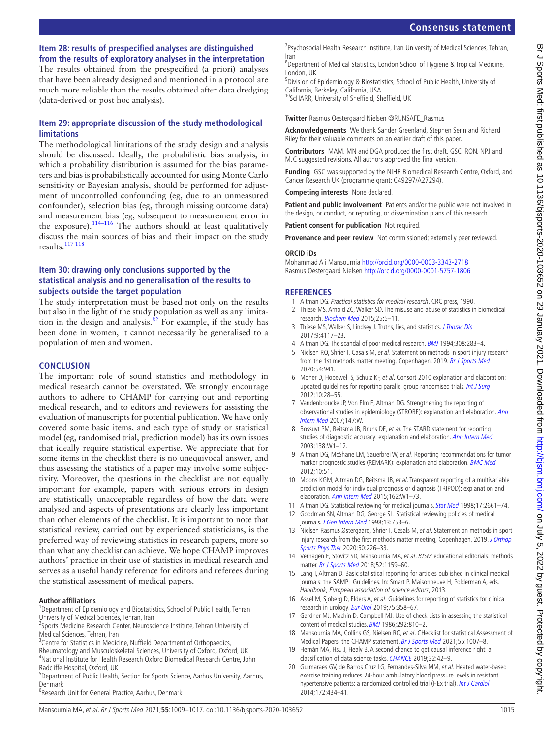### Item 28: results of prespecified analyses are distinguished from the results of exploratory analyses in the interpretation

The results obtained from the prespecified (a priori) analyses that have been already designed and mentioned in a protocol are much more reliable than the results obtained after data dredging (data-derived or post hoc analysis).

### Item 29: appropriate discussion of the study methodological limitations

The methodological limitations of the study design and analysis should be discussed. Ideally, the probabilistic bias analysis, in which a probability distribution is assumed for the bias parameters and bias is probabilistically accounted for using Monte Carlo sensitivity or Bayesian analysis, should be performed for adjustment of uncontrolled confounding (eg, due to an unmeasured confounder), selection bias (eg, through missing outcome data) and measurement bias (eg, subsequent to measurement error in the exposure).[114–116] The authors should at least qualitatively discuss the main sources of bias and their impact on the study results.[117 118]

### Item 30: drawing only conclusions supported by the statistical analysis and no generalisation of the results to subjects outside the target population

The study interpretation must be based not only on the results but also in the light of the study population as well as any limitation in the design and analysis.[82] For example, if the study has been done in women, it cannot necessarily be generalised to a population of men and women.

## CONCLUSION

The important role of sound statistics and methodology in medical research cannot be overstated. We strongly encourage authors to adhere to CHAMP for carrying out and reporting medical research, and to editors and reviewers for assisting the evaluation of manuscripts for potential publication. We have only covered some basic items, and each type of study or statistical model (eg, randomised trial, prediction model) has its own issues that ideally require statistical expertise. We appreciate that for some items in the checklist there is no unequivocal answer, and thus assessing the statistics of a paper may involve some subjectivity. Moreover, the questions in the checklist are not equally important for example, papers with serious errors in design are statistically unacceptable regardless of how the data were analysed and aspects of presentations are clearly less important than other elements of the checklist. It is important to note that statistical review, carried out by experienced statisticians, is the preferred way of reviewing statistics in research papers, more so than what any checklist can achieve. We hope CHAMP improves authors' practice in their use of statistics in medical research and serves as a useful handy reference for editors and referees during the statistical assessment of medical papers.

**Author affiliations**

[1]Department of Epidemiology and Biostatistics, School of Public Health, Tehran University of Medical Sciences, Tehran, Iran
[2]Sports Medicine Research Center, Neuroscience Institute, Tehran University of Medical Sciences, Tehran, Iran
[3]Centre for Statistics in Medicine, Nuffield Department of Orthopaedics, Rheumatology and Musculoskeletal Sciences, University of Oxford, Oxford, UK
[4]National Institute for Health Research Oxford Biomedical Research Centre, John Radcliffe Hospital, Oxford, UK
[5]Department of Public Health, Section for Sports Science, Aarhus University, Aarhus, Denmark
[6]Research Unit for General Practice, Aarhus, Denmark
[7]Psychosocial Health Research Institute, Iran University of Medical Sciences, Tehran, Iran
[8]Department of Medical Statistics, London School of Hygiene & Tropical Medicine, London, UK
[9]Division of Epidemiology & Biostatistics, School of Public Health, University of California, Berkeley, California, USA
[10]ScHARR, University of Sheffield, Sheffield, UK

**Twitter** Rasmus Oestergaard Nielsen @RUNSAFE_Rasmus

**Acknowledgements** We thank Sander Greenland, Stephen Senn and Richard Riley for their valuable comments on an earlier draft of this paper.

**Contributors** MAM, MN and DGA produced the first draft. GSC, RON, NPJ and MJC suggested revisions. All authors approved the final version.

**Funding** GSC was supported by the NIHR Biomedical Research Centre, Oxford, and Cancer Research UK (programme grant: C49297/A27294).

**Competing interests** None declared.

**Patient and public involvement** Patients and/or the public were not involved in the design, or conduct, or reporting, or dissemination plans of this research.

**Patient consent for publication** Not required.

**Provenance and peer review** Not commissioned; externally peer reviewed.

**ORCID iDs**

Mohammad Ali Mansournia http://orcid.org/0000-0003-3343-2718
Rasmus Oestergaard Nielsen http://orcid.org/0000-0001-5757-1806

## REFERENCES

1. Altman DG. *Practical statistics for medical research*. CRC press, 1990.
2. Thiese MS, Arnold ZC, Walker SD. The misuse and abuse of statistics in biomedical research. *Biochem Med* 2015;25:5–11.
3. Thiese MS, Walker S, Lindsey J. Truths, lies, and statistics. *J Thorac Dis* 2017;9:4117–23.
4. Altman DG. The scandal of poor medical research. *BMJ* 1994;308:283–4.
5. Nielsen RO, Shrier I, Casals M, *et al*. Statement on methods in sport injury research from the 1st methods matter meeting, Copenhagen, 2019. *Br J Sports Med* 2020;54:941.
6. Moher D, Hopewell S, Schulz KF, *et al*. Consort 2010 explanation and elaboration: updated guidelines for reporting parallel group randomised trials. *Int J Surg* 2012;10:28–55.
7. Vandenbroucke JP, Von Elm E, Altman DG. Strengthening the reporting of observational studies in epidemiology (STROBE): explanation and elaboration. *Ann Intern Med* 2007;147:W.
8. Bossuyt PM, Reitsma JB, Bruns DE, *et al*. The STARD statement for reporting studies of diagnostic accuracy: explanation and elaboration. *Ann Intern Med* 2003;138:W1–12.
9. Altman DG, McShane LM, Sauerbrei W, *et al*. Reporting recommendations for tumor marker prognostic studies (REMARK): explanation and elaboration. *BMC Med* 2012;10:51.
10. Moons KGM, Altman DG, Reitsma JB, *et al*. Transparent reporting of a multivariable prediction model for individual prognosis or diagnosis (TRIPOD): explanation and elaboration. *Ann Intern Med* 2015;162:W1–73.
11. Altman DG. Statistical reviewing for medical journals. *Stat Med* 1998;17:2661–74.
12. Goodman SN, Altman DG, George SL. Statistical reviewing policies of medical journals. *J Gen Intern Med* 1998;13:753–6.
13. Nielsen Rasmus Østergaard, Shrier I, Casals M, *et al*. Statement on methods in sport injury research from the first methods matter meeting, Copenhagen, 2019. *J Orthop Sports Phys Ther* 2020;50:226–33.
14. Verhagen E, Stovitz SD, Mansournia MA, *et al*. *BJSM* educational editorials: methods matter. *Br J Sports Med* 2018;52:1159–60.
15. Lang T, Altman D. Basic statistical reporting for articles published in clinical medical journals: the SAMPL Guidelines. In: Smart P, Maisonneuve H, Polderman A, eds. *Handbook, European association of science editors*, 2013.
16. Assel M, Sjoberg D, Elders A, *et al*. Guidelines for reporting of statistics for clinical research in urology. *Eur Urol* 2019;75:358–67.
17. Gardner MJ, Machin D, Campbell MJ. Use of check Lists in assessing the statistical content of medical studies. *BMJ* 1986;292:810–2.
18. Mansournia MA, Collins GS, Nielsen RO, *et al*. CHecklist for statistical Assessment of Medical Papers: the CHAMP statement. *Br J Sports Med* 2021;55:1007–8.
19. Hernán MA, Hsu J, Healy B. A second chance to get causal inference right: a classification of data science tasks. *CHANCE* 2019;32:42–9.
20. Guimaraes GV, de Barros Cruz LG, Fernandes-Silva MM, *et al*. Heated water-based exercise training reduces 24-hour ambulatory blood pressure levels in resistant hypertensive patients: a randomized controlled trial (HEx trial). *Int J Cardiol* 2014;172:434–41.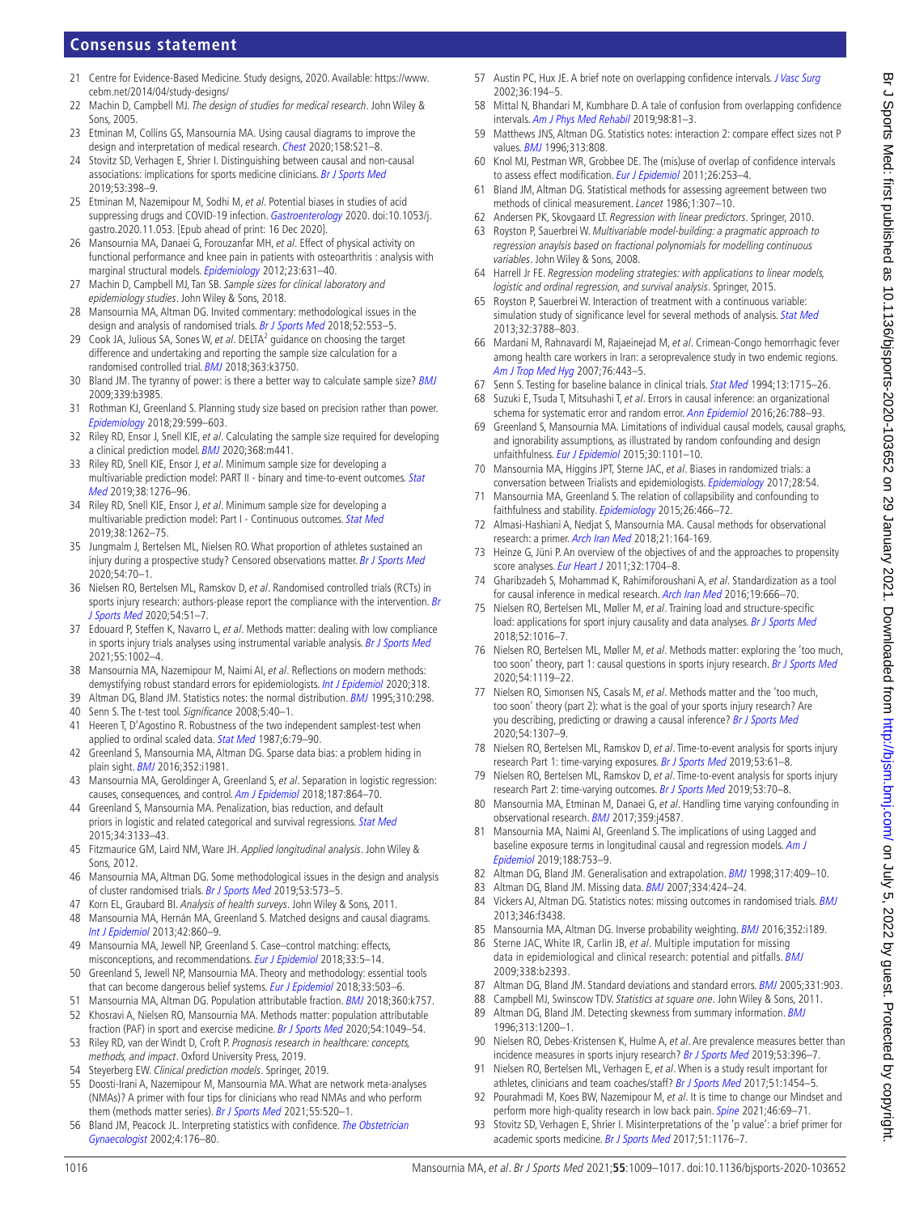21 Centre for Evidence-Based Medicine. Study designs, 2020. Available: https://www.cebm.net/2014/04/study-designs/
22 Machin D, Campbell MJ. *The design of studies for medical research*. John Wiley & Sons, 2005.
23 Etminan M, Collins GS, Mansournia MA. Using causal diagrams to improve the design and interpretation of medical research. *Chest* 2020;158:S21–8.
24 Stovitz SD, Verhagen E, Shrier I. Distinguishing between causal and non-causal associations: implications for sports medicine clinicians. *Br J Sports Med* 2019;53:398–9.
25 Etminan M, Nazemipour M, Sodhi M, *et al*. Potential biases in studies of acid suppressing drugs and COVID-19 infection. *Gastroenterology* 2020. doi:10.1053/j.gastro.2020.11.053. [Epub ahead of print: 16 Dec 2020].
26 Mansournia MA, Danaei G, Forouzanfar MH, *et al*. Effect of physical activity on functional performance and knee pain in patients with osteoarthritis : analysis with marginal structural models. *Epidemiology* 2012;23:631–40.
27 Machin D, Campbell MJ, Tan SB. *Sample sizes for clinical laboratory and epidemiology studies*. John Wiley & Sons, 2018.
28 Mansournia MA, Altman DG. Invited commentary: methodological issues in the design and analysis of randomised trials. *Br J Sports Med* 2018;52:553–5.
29 Cook JA, Julious SA, Sones W, *et al*. DELTA² guidance on choosing the target difference and undertaking and reporting the sample size calculation for a randomised controlled trial. *BMJ* 2018;363:k3750.
30 Bland JM. The tyranny of power: is there a better way to calculate sample size? *BMJ* 2009;339:b3985.
31 Rothman KJ, Greenland S. Planning study size based on precision rather than power. *Epidemiology* 2018;29:599–603.
32 Riley RD, Ensor J, Snell KIE, *et al*. Calculating the sample size required for developing a clinical prediction model. *BMJ* 2020;368:m441.
33 Riley RD, Snell KIE, Ensor J, *et al*. Minimum sample size for developing a multivariable prediction model: PART II - binary and time-to-event outcomes. *Stat Med* 2019;38:1276–96.
34 Riley RD, Snell KIE, Ensor J, *et al*. Minimum sample size for developing a multivariable prediction model: Part I - Continuous outcomes. *Stat Med* 2019;38:1262–75.
35 Jungmalm J, Bertelsen ML, Nielsen RO. What proportion of athletes sustained an injury during a prospective study? Censored observations matter. *Br J Sports Med* 2020;54:70–1.
36 Nielsen RO, Bertelsen ML, Ramskov D, *et al*. Randomised controlled trials (RCTs) in sports injury research: authors-please report the compliance with the intervention. *Br J Sports Med* 2020;54:51–7.
37 Edouard P, Steffen K, Navarro L, *et al*. Methods matter: dealing with low compliance in sports injury trials analyses using instrumental variable analysis. *Br J Sports Med* 2021;55:1002–4.
38 Mansournia MA, Nazemipour M, Naimi AI, *et al*. Reflections on modern methods: demystifying robust standard errors for epidemiologists. *Int J Epidemiol* 2020;318.
39 Altman DG, Bland JM. Statistics notes: the normal distribution. *BMJ* 1995;310:298.
40 Senn S. The t-test tool. *Significance* 2008;5:40–1.
41 Heeren T, D'Agostino R. Robustness of the two independent samplest-test when applied to ordinal scaled data. *Stat Med* 1987;6:79–90.
42 Greenland S, Mansournia MA, Altman DG. Sparse data bias: a problem hiding in plain sight. *BMJ* 2016;352:i1981.
43 Mansournia MA, Geroldinger A, Greenland S, *et al*. Separation in logistic regression: causes, consequences, and control. *Am J Epidemiol* 2018;187:864–70.
44 Greenland S, Mansournia MA. Penalization, bias reduction, and default priors in logistic and related categorical and survival regressions. *Stat Med* 2015;34:3133–43.
45 Fitzmaurice GM, Laird NM, Ware JH. *Applied longitudinal analysis*. John Wiley & Sons, 2012.
46 Mansournia MA, Altman DG. Some methodological issues in the design and analysis of cluster randomised trials. *Br J Sports Med* 2019;53:573–5.
47 Korn EL, Graubard BI. *Analysis of health surveys*. John Wiley & Sons, 2011.
48 Mansournia MA, Hernán MA, Greenland S. Matched designs and causal diagrams. *Int J Epidemiol* 2013;42:860–9.
49 Mansournia MA, Jewell NP, Greenland S. Case–control matching: effects, misconceptions, and recommendations. *Eur J Epidemiol* 2018;33:5–14.
50 Greenland S, Jewell NP, Mansournia MA. Theory and methodology: essential tools that can become dangerous belief systems. *Eur J Epidemiol* 2018;33:503–6.
51 Mansournia MA, Altman DG. Population attributable fraction. *BMJ* 2018;360:k757.
52 Khosravi A, Nielsen RO, Mansournia MA. Methods matter: population attributable fraction (PAF) in sport and exercise medicine. *Br J Sports Med* 2020;54:1049–54.
53 Riley RD, van der Windt D, Croft P. *Prognosis research in healthcare: concepts, methods, and impact*. Oxford University Press, 2019.
54 Steyerberg EW. *Clinical prediction models*. Springer, 2019.
55 Doosti-Irani A, Nazemipour M, Mansournia MA. What are network meta-analyses (NMAs)? A primer with four tips for clinicians who read NMAs and who perform them (methods matter series). *Br J Sports Med* 2021;55:520–1.
56 Bland JM, Peacock JL. Interpreting statistics with confidence. *The Obstetrician Gynaecologist* 2002;4:176–80.
57 Austin PC, Hux JE. A brief note on overlapping confidence intervals. *J Vasc Surg* 2002;36:194–5.
58 Mittal N, Bhandari M, Kumbhare D. A tale of confusion from overlapping confidence intervals. *Am J Phys Med Rehabil* 2019;98:81–3.
59 Matthews JNS, Altman DG. Statistics notes: interaction 2: compare effect sizes not P values. *BMJ* 1996;313:808.
60 Knol MJ, Pestman WR, Grobbee DE. The (mis)use of overlap of confidence intervals to assess effect modification. *Eur J Epidemiol* 2011;26:253–4.
61 Bland JM, Altman DG. Statistical methods for assessing agreement between two methods of clinical measurement. *Lancet* 1986;1:307–10.
62 Andersen PK, Skovgaard LT. *Regression with linear predictors*. Springer, 2010.
63 Royston P, Sauerbrei W. *Multivariable model-building: a pragmatic approach to regression anaylsis based on fractional polynomials for modelling continuous variables*. John Wiley & Sons, 2008.
64 Harrell Jr FE. *Regression modeling strategies: with applications to linear models, logistic and ordinal regression, and survival analysis*. Springer, 2015.
65 Royston P, Sauerbrei W. Interaction of treatment with a continuous variable: simulation study of significance level for several methods of analysis. *Stat Med* 2013;32:3788–803.
66 Mardani M, Rahnavardi M, Rajaeinejad M, *et al*. Crimean-Congo hemorrhagic fever among health care workers in Iran: a seroprevalence study in two endemic regions. *Am J Trop Med Hyg* 2007;76:443–5.
67 Senn S. Testing for baseline balance in clinical trials. *Stat Med* 1994;13:1715–26.
68 Suzuki E, Tsuda T, Mitsuhashi T, *et al*. Errors in causal inference: an organizational schema for systematic error and random error. *Ann Epidemiol* 2016;26:788–93.
69 Greenland S, Mansournia MA. Limitations of individual causal models, causal graphs, and ignorability assumptions, as illustrated by random confounding and design unfaithfulness. *Eur J Epidemiol* 2015;30:1101–10.
70 Mansournia MA, Higgins JPT, Sterne JAC, *et al*. Biases in randomized trials: a conversation between Trialists and epidemiologists. *Epidemiology* 2017;28:54.
71 Mansournia MA, Greenland S. The relation of collapsibility and confounding to faithfulness and stability. *Epidemiology* 2015;26:466–72.
72 Almasi-Hashiani A, Nedjat S, Mansournia MA. Causal methods for observational research: a primer. *Arch Iran Med* 2018;21:164-169.
73 Heinze G, Jüni P. An overview of the objectives of and the approaches to propensity score analyses. *Eur Heart J* 2011;32:1704–8.
74 Gharibzadeh S, Mohammad K, Rahimiforoushani A, *et al*. Standardization as a tool for causal inference in medical research. *Arch Iran Med* 2016;19:666–70.
75 Nielsen RO, Bertelsen ML, Møller M, *et al*. Training load and structure-specific load: applications for sport injury causality and data analyses. *Br J Sports Med* 2018;52:1016–7.
76 Nielsen RO, Bertelsen ML, Møller M, *et al*. Methods matter: exploring the 'too much, too soon' theory, part 1: causal questions in sports injury research. *Br J Sports Med* 2020;54:1119–22.
77 Nielsen RO, Simonsen NS, Casals M, *et al*. Methods matter and the 'too much, too soon' theory (part 2): what is the goal of your sports injury research? Are you describing, predicting or drawing a causal inference? *Br J Sports Med* 2020;54:1307–9.
78 Nielsen RO, Bertelsen ML, Ramskov D, *et al*. Time-to-event analysis for sports injury research Part 1: time-varying exposures. *Br J Sports Med* 2019;53:61–8.
79 Nielsen RO, Bertelsen ML, Ramskov D, *et al*. Time-to-event analysis for sports injury research Part 2: time-varying outcomes. *Br J Sports Med* 2019;53:70–8.
80 Mansournia MA, Etminan M, Danaei G, *et al*. Handling time varying confounding in observational research. *BMJ* 2017;359:j4587.
81 Mansournia MA, Naimi AI, Greenland S. The implications of using Lagged and baseline exposure terms in longitudinal causal and regression models. *Am J Epidemiol* 2019;188:753–9.
82 Altman DG, Bland JM. Generalisation and extrapolation. *BMJ* 1998;317:409–10.
83 Altman DG, Bland JM. Missing data. *BMJ* 2007;334:424–24.
84 Vickers AJ, Altman DG. Statistics notes: missing outcomes in randomised trials. *BMJ* 2013;346:f3438.
85 Mansournia MA, Altman DG. Inverse probability weighting. *BMJ* 2016;352:i189.
86 Sterne JAC, White IR, Carlin JB, *et al*. Multiple imputation for missing data in epidemiological and clinical research: potential and pitfalls. *BMJ* 2009;338:b2393.
87 Altman DG, Bland JM. Standard deviations and standard errors. *BMJ* 2005;331:903.
88 Campbell MJ, Swinscow TDV. *Statistics at square one*. John Wiley & Sons, 2011.
89 Altman DG, Bland JM. Detecting skewness from summary information. *BMJ* 1996;313:1200–1.
90 Nielsen RO, Debes-Kristensen K, Hulme A, *et al*. Are prevalence measures better than incidence measures in sports injury research? *Br J Sports Med* 2019;53:396–7.
91 Nielsen RO, Bertelsen ML, Verhagen E, *et al*. When is a study result important for athletes, clinicians and team coaches/staff? *Br J Sports Med* 2017;51:1454–5.
92 Pourahmadi M, Koes BW, Nazemipour M, *et al*. It is time to change our Mindset and perform more high-quality research in low back pain. *Spine* 2021;46:69–71.
93 Stovitz SD, Verhagen E, Shrier I. Misinterpretations of the 'p value': a brief primer for academic sports medicine. *Br J Sports Med* 2017;51:1176–7.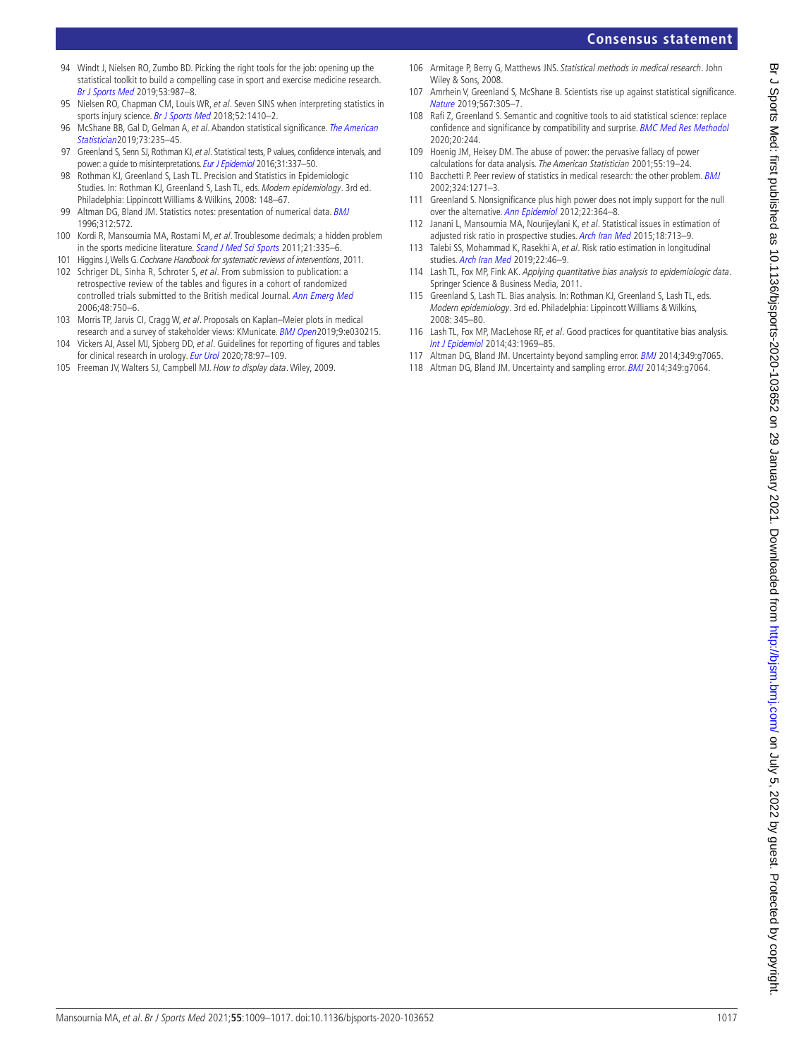94 Windt J, Nielsen RO, Zumbo BD. Picking the right tools for the job: opening up the statistical toolkit to build a compelling case in sport and exercise medicine research. *Br J Sports Med* 2019;53:987–8.

95 Nielsen RO, Chapman CM, Louis WR, *et al*. Seven SINS when interpreting statistics in sports injury science. *Br J Sports Med* 2018;52:1410–2.

96 McShane BB, Gal D, Gelman A, *et al*. Abandon statistical significance. *The American Statistician* 2019;73:235–45.

97 Greenland S, Senn SJ, Rothman KJ, *et al*. Statistical tests, P values, confidence intervals, and power: a guide to misinterpretations. *Eur J Epidemiol* 2016;31:337–50.

98 Rothman KJ, Greenland S, Lash TL. Precision and Statistics in Epidemiologic Studies. In: Rothman KJ, Greenland S, Lash TL, eds. *Modern epidemiology*. 3rd ed. Philadelphia: Lippincott Williams & Wilkins, 2008: 148–67.

99 Altman DG, Bland JM. Statistics notes: presentation of numerical data. *BMJ* 1996;312:572.

100 Kordi R, Mansournia MA, Rostami M, *et al*. Troublesome decimals; a hidden problem in the sports medicine literature. *Scand J Med Sci Sports* 2011;21:335–6.

101 Higgins J, Wells G. *Cochrane Handbook for systematic reviews of interventions*, 2011.

102 Schriger DL, Sinha R, Schroter S, *et al*. From submission to publication: a retrospective review of the tables and figures in a cohort of randomized controlled trials submitted to the British medical Journal. *Ann Emerg Med* 2006;48:750–6.

103 Morris TP, Jarvis CI, Cragg W, *et al*. Proposals on Kaplan–Meier plots in medical research and a survey of stakeholder views: KMunicate. *BMJ Open* 2019;9:e030215.

104 Vickers AJ, Assel MJ, Sjoberg DD, *et al*. Guidelines for reporting of figures and tables for clinical research in urology. *Eur Urol* 2020;78:97–109.

105 Freeman JV, Walters SJ, Campbell MJ. *How to display data*. Wiley, 2009.

106 Armitage P, Berry G, Matthews JNS. *Statistical methods in medical research*. John Wiley & Sons, 2008.

107 Amrhein V, Greenland S, McShane B. Scientists rise up against statistical significance. *Nature* 2019;567:305–7.

108 Rafi Z, Greenland S. Semantic and cognitive tools to aid statistical science: replace confidence and significance by compatibility and surprise. *BMC Med Res Methodol* 2020;20:244.

109 Hoenig JM, Heisey DM. The abuse of power: the pervasive fallacy of power calculations for data analysis. *The American Statistician* 2001;55:19–24.

110 Bacchetti P. Peer review of statistics in medical research: the other problem. *BMJ* 2002;324:1271–3.

111 Greenland S. Nonsignificance plus high power does not imply support for the null over the alternative. *Ann Epidemiol* 2012;22:364–8.

112 Janani L, Mansournia MA, Nourijeylani K, *et al*. Statistical issues in estimation of adjusted risk ratio in prospective studies. *Arch Iran Med* 2015;18:713–9.

113 Talebi SS, Mohammad K, Rasekhi A, *et al*. Risk ratio estimation in longitudinal studies. *Arch Iran Med* 2019;22:46–9.

114 Lash TL, Fox MP, Fink AK. *Applying quantitative bias analysis to epidemiologic data*. Springer Science & Business Media, 2011.

115 Greenland S, Lash TL. Bias analysis. In: Rothman KJ, Greenland S, Lash TL, eds. *Modern epidemiology*. 3rd ed. Philadelphia: Lippincott Williams & Wilkins, 2008: 345–80.

116 Lash TL, Fox MP, MacLehose RF, *et al*. Good practices for quantitative bias analysis. *Int J Epidemiol* 2014;43:1969–85.

117 Altman DG, Bland JM. Uncertainty beyond sampling error. *BMJ* 2014;349:g7065.

118 Altman DG, Bland JM. Uncertainty and sampling error. *BMJ* 2014;349:g7064.